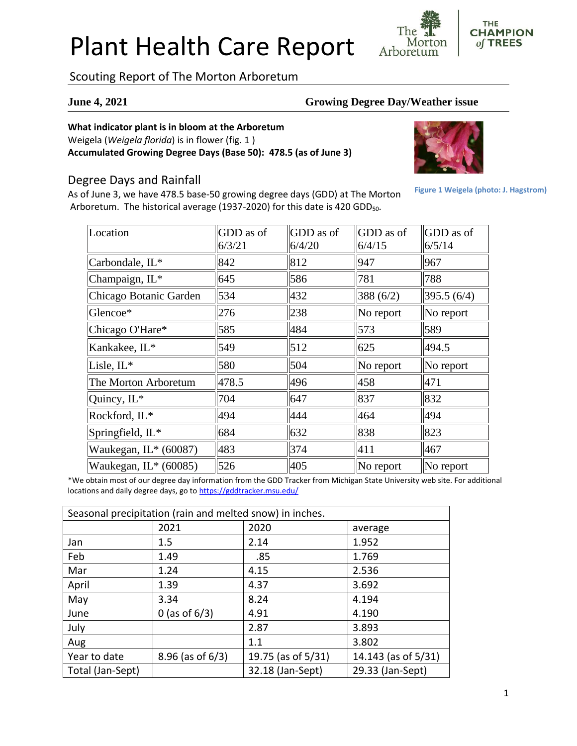# Plant Health Care Report

## Scouting Report of The Morton Arboretum

**June 4, 2021** **Growing Degree Day/Weather issue**

**What indicator plant is in bloom at the Arboretum**
Weigela (*Weigela florida*) is in flower (fig. 1 )
**Accumulated Growing Degree Days (Base 50): 478.5 (as of June 3)**

Figure 1 Weigela (photo: J. Hagstrom)

## Degree Days and Rainfall

As of June 3, we have 478.5 base-50 growing degree days (GDD) at The Morton Arboretum. The historical average (1937-2020) for this date is 420 $GDD_{50}$.

| Location | GDD as of 6/3/21 | GDD as of 6/4/20 | GDD as of 6/4/15 | GDD as of 6/5/14 |
|---|---|---|---|---|
| Carbondale, IL* | 842 | 812 | 947 | 967 |
| Champaign, IL* | 645 | 586 | 781 | 788 |
| Chicago Botanic Garden | 534 | 432 | 388 (6/2) | 395.5 (6/4) |
| Glencoe* | 276 | 238 | No report | No report |
| Chicago O'Hare* | 585 | 484 | 573 | 589 |
| Kankakee, IL* | 549 | 512 | 625 | 494.5 |
| Lisle, IL* | 580 | 504 | No report | No report |
| The Morton Arboretum | 478.5 | 496 | 458 | 471 |
| Quincy, IL* | 704 | 647 | 837 | 832 |
| Rockford, IL* | 494 | 444 | 464 | 494 |
| Springfield, IL* | 684 | 632 | 838 | 823 |
| Waukegan, IL* (60087) | 483 | 374 | 411 | 467 |
| Waukegan, IL* (60085) | 526 | 405 | No report | No report |

*We obtain most of our degree day information from the GDD Tracker from Michigan State University web site. For additional locations and daily degree days, go to https://gddtracker.msu.edu/

| Seasonal precipitation (rain and melted snow) in inches. | | | |
|---|---|---|---|
| | 2021 | 2020 | average |
| Jan | 1.5 | 2.14 | 1.952 |
| Feb | 1.49 | .85 | 1.769 |
| Mar | 1.24 | 4.15 | 2.536 |
| April | 1.39 | 4.37 | 3.692 |
| May | 3.34 | 8.24 | 4.194 |
| June | 0 (as of 6/3) | 4.91 | 4.190 |
| July | | 2.87 | 3.893 |
| Aug | | 1.1 | 3.802 |
| Year to date | 8.96 (as of 6/3) | 19.75 (as of 5/31) | 14.143 (as of 5/31) |
| Total (Jan-Sept) | | 32.18 (Jan-Sept) | 29.33 (Jan-Sept) |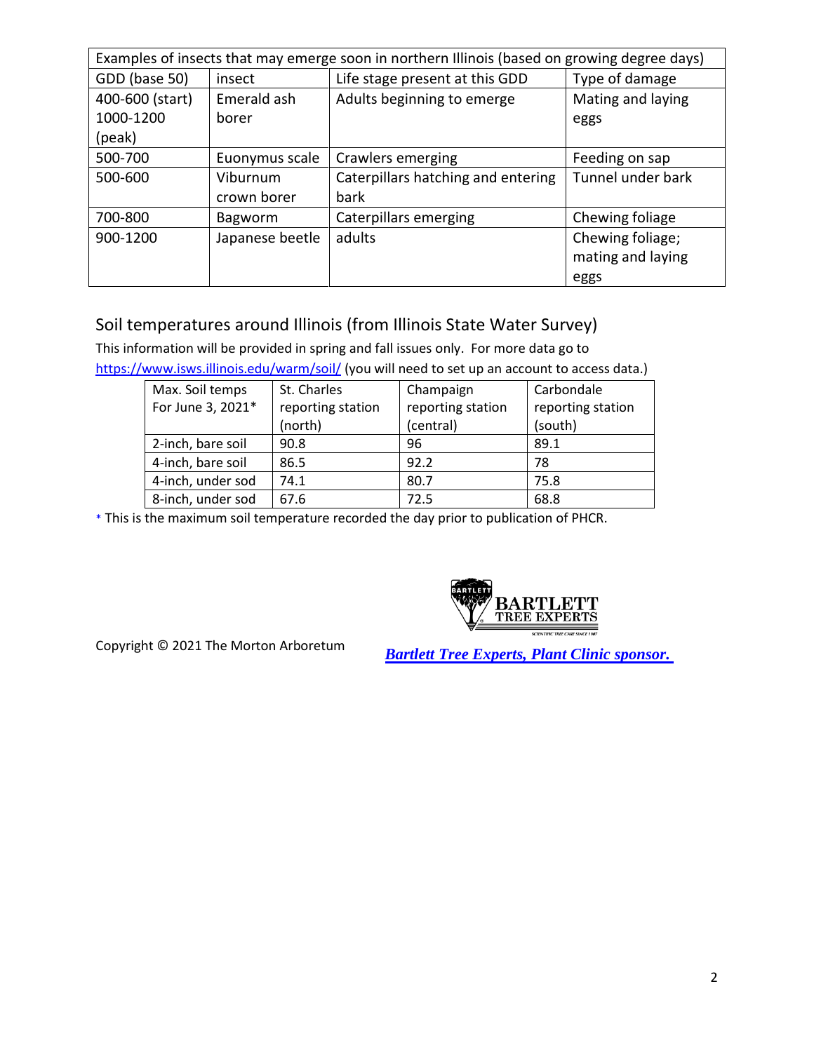| Examples of insects that may emerge soon in northern Illinois (based on growing degree days) | | | |
|---|---|---|---|
| GDD (base 50) | insect | Life stage present at this GDD | Type of damage |
| 400-600 (start) 1000-1200 (peak) | Emerald ash borer | Adults beginning to emerge | Mating and laying eggs |
| 500-700 | Euonymus scale | Crawlers emerging | Feeding on sap |
| 500-600 | Viburnum crown borer | Caterpillars hatching and entering bark | Tunnel under bark |
| 700-800 | Bagworm | Caterpillars emerging | Chewing foliage |
| 900-1200 | Japanese beetle | adults | Chewing foliage; mating and laying eggs |

## Soil temperatures around Illinois (from Illinois State Water Survey)

This information will be provided in spring and fall issues only. For more data go to https://www.isws.illinois.edu/warm/soil/ (you will need to set up an account to access data.)

| Max. Soil temps For June 3, 2021* | St. Charles reporting station (north) | Champaign reporting station (central) | Carbondale reporting station (south) |
|---|---|---|---|
| 2-inch, bare soil | 90.8 | 96 | 89.1 |
| 4-inch, bare soil | 86.5 | 92.2 | 78 |
| 4-inch, under sod | 74.1 | 80.7 | 75.8 |
| 8-inch, under sod | 67.6 | 72.5 | 68.8 |

\* This is the maximum soil temperature recorded the day prior to publication of PHCR.

Copyright © 2021 The Morton Arboretum

***Bartlett Tree Experts, Plant Clinic sponsor.***